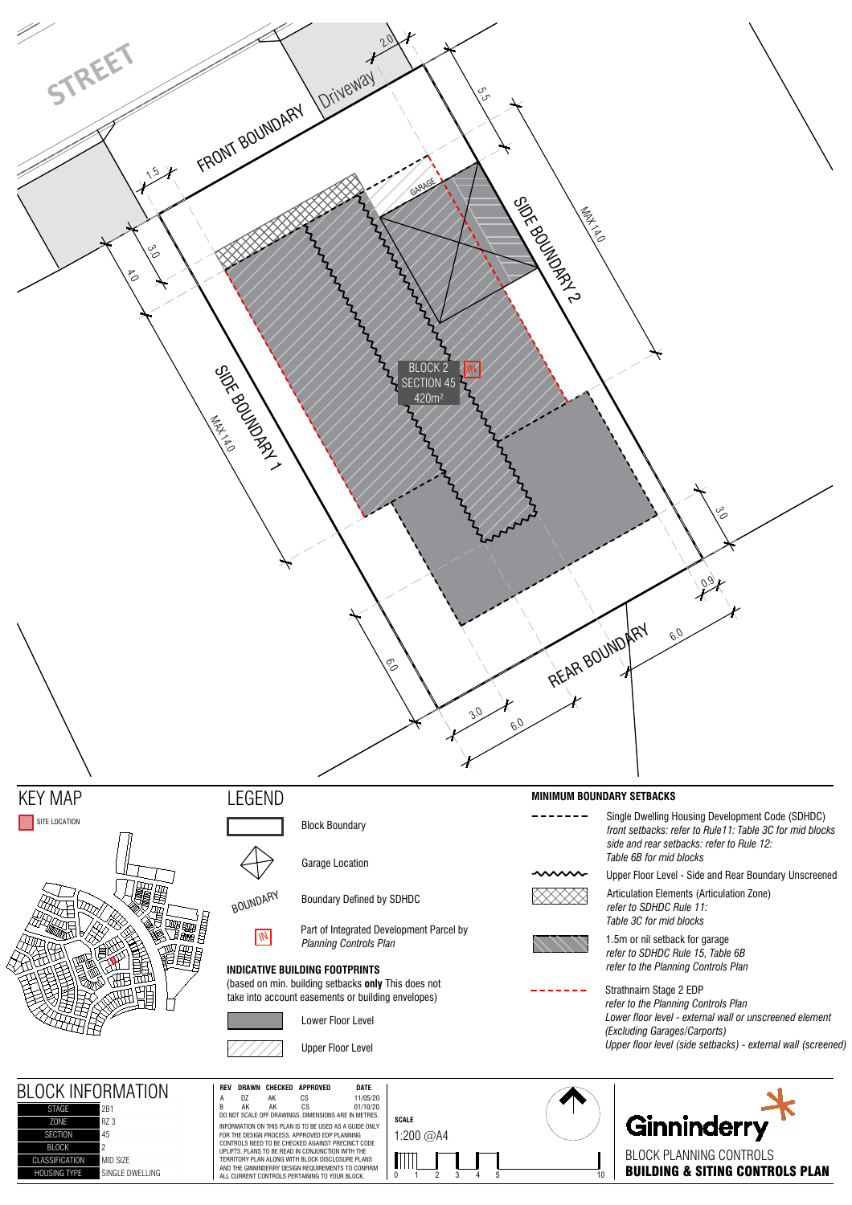STREET

Driveway

FRONT BOUNDARY

GARAGE

SIDE BOUNDARY 2

SIDE BOUNDARY 1

REAR BOUNDARY

BLOCK 2
SECTION 45
420m²

IN

2.0 · 5.5 · 1.5 · 3.0 · 4.0 · MAX 14.0 · MAX 14.0 · 3.0 · 0.9 · 6.0 · 6.0 · 3.0 · 6.0

# KEY MAP

SITE LOCATION

# LEGEND

- Block Boundary
- Garage Location
- BOUNDARY — Boundary Defined by SDHDC
- IN — Part of Integrated Development Parcel by *Planning Controls Plan*

**INDICATIVE BUILDING FOOTPRINTS**
(based on min. building setbacks **only** This does not take into account easements or building envelopes)

- Lower Floor Level
- Upper Floor Level

**MINIMUM BOUNDARY SETBACKS**

- Single Dwelling Housing Development Code (SDHDC) *front setbacks: refer to Rule11: Table 3C for mid blocks side and rear setbacks: refer to Rule 12: Table 6B for mid blocks*
- Upper Floor Level - Side and Rear Boundary Unscreened
- Articulation Elements (Articulation Zone) *refer to SDHDC Rule 11: Table 3C for mid blocks*
- 1.5m or nil setback for garage *refer to SDHDC Rule 15, Table 6B refer to the Planning Controls Plan*
- Strathnairn Stage 2 EDP *refer to the Planning Controls Plan Lower floor level - external wall or unscreened element (Excluding Garages/Carports) Upper floor level (side setbacks) - external wall (screened)*

# BLOCK INFORMATION

| | |
|---|---|
| STAGE | 2B1 |
| ZONE | RZ 3 |
| SECTION | 45 |
| BLOCK | 2 |
| CLASSIFICATION | MID SIZE |
| HOUSING TYPE | SINGLE DWELLING |

| REV | DRAWN | CHECKED | APPROVED | DATE |
|---|---|---|---|---|
| A | DZ | AK | CS | 11/05/20 |
| B | AK | AK | CS | 01/10/20 |

DO NOT SCALE OFF DRAWINGS. DIMENSIONS ARE IN METRES.

INFORMATION ON THIS PLAN IS TO BE USED AS A GUIDE ONLY FOR THE DESIGN PROCESS. APPROVED EDP PLANNING CONTROLS NEED TO BE CHECKED AGAINST PRECINCT CODE UPLIFTS. PLANS TO BE READ IN CONJUNCTION WITH THE TERRITORY PLAN ALONG WITH BLOCK DISCLOSURE PLANS AND THE GINNINDERRY DESIGN REQUIREMENTS TO CONFIRM ALL CURRENT CONTROLS PERTAINING TO YOUR BLOCK.

**SCALE**
1:200 @A4

0 1 2 3 4 5 10

Ginninderry

BLOCK PLANNING CONTROLS
**BUILDING & SITING CONTROLS PLAN**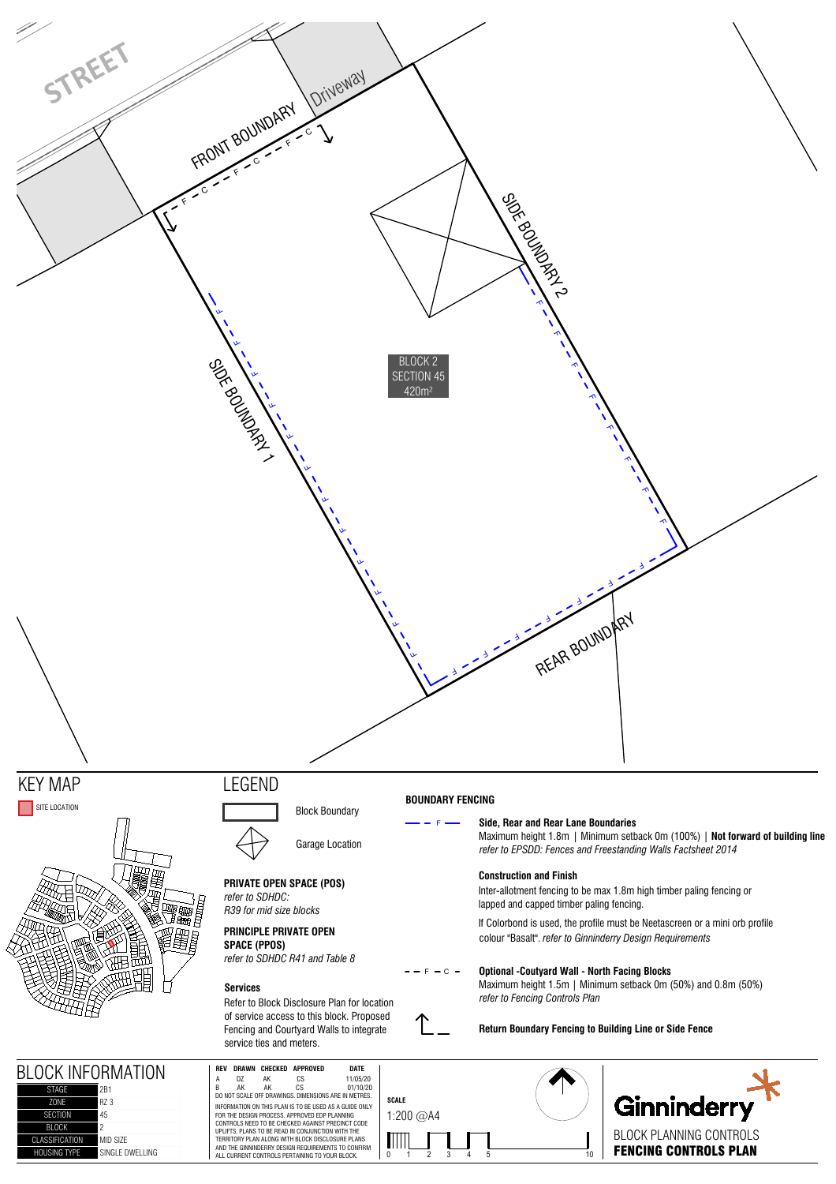STREET

Driveway

FRONT BOUNDARY

SIDE BOUNDARY 2

SIDE BOUNDARY 1

REAR BOUNDARY

BLOCK 2
SECTION 45
420m²

## KEY MAP

SITE LOCATION

## LEGEND

Block Boundary

Garage Location

**PRIVATE OPEN SPACE (POS)**
*refer to SDHDC:*
*R39 for mid size blocks*

**PRINCIPLE PRIVATE OPEN SPACE (PPOS)**
*refer to SDHDC R41 and Table 8*

**Services**
Refer to Block Disclosure Plan for location of service access to this block. Proposed Fencing and Courtyard Walls to integrate service ties and meters.

**BOUNDARY FENCING**

**Side, Rear and Rear Lane Boundaries**
Maximum height 1.8m | Minimum setback 0m (100%) | **Not forward of building line**
*refer to EPSDD: Fences and Freestanding Walls Factsheet 2014*

**Construction and Finish**
Inter-allotment fencing to be max 1.8m high timber paling fencing or lapped and capped timber paling fencing.

If Colorbond is used, the profile must be Neetascreen or a mini orb profile colour "Basalt". *refer to Ginninderry Design Requirements*

**Optional -Coutyard Wall - North Facing Blocks**
Maximum height 1.5m | Minimum setback 0m (50%) and 0.8m (50%)
*refer to Fencing Controls Plan*

**Return Boundary Fencing to Building Line or Side Fence**

## BLOCK INFORMATION

| | |
|---|---|
| STAGE | 2B1 |
| ZONE | RZ 3 |
| SECTION | 45 |
| BLOCK | 2 |
| CLASSIFICATION | MID SIZE |
| HOUSING TYPE | SINGLE DWELLING |

| REV | DRAWN | CHECKED | APPROVED | DATE |
|---|---|---|---|---|
| A | DZ | AK | CS | 11/05/20 |
| B | AK | AK | CS | 01/10/20 |

DO NOT SCALE OFF DRAWINGS. DIMENSIONS ARE IN METRES.

INFORMATION ON THIS PLAN IS TO BE USED AS A GUIDE ONLY FOR THE DESIGN PROCESS. APPROVED EDP PLANNING CONTROLS NEED TO BE CHECKED AGAINST PRECINCT CODE UPLIFTS. PLANS TO BE READ IN CONJUNCTION WITH THE TERRITORY PLAN ALONG WITH BLOCK DISCLOSURE PLANS AND THE GINNINDERRY DESIGN REQUIREMENTS TO CONFIRM ALL CURRENT CONTROLS PERTAINING TO YOUR BLOCK.

**SCALE**
1:200 @A4

0 1 2 3 4 5 10

Ginninderry

BLOCK PLANNING CONTROLS
**FENCING CONTROLS PLAN**